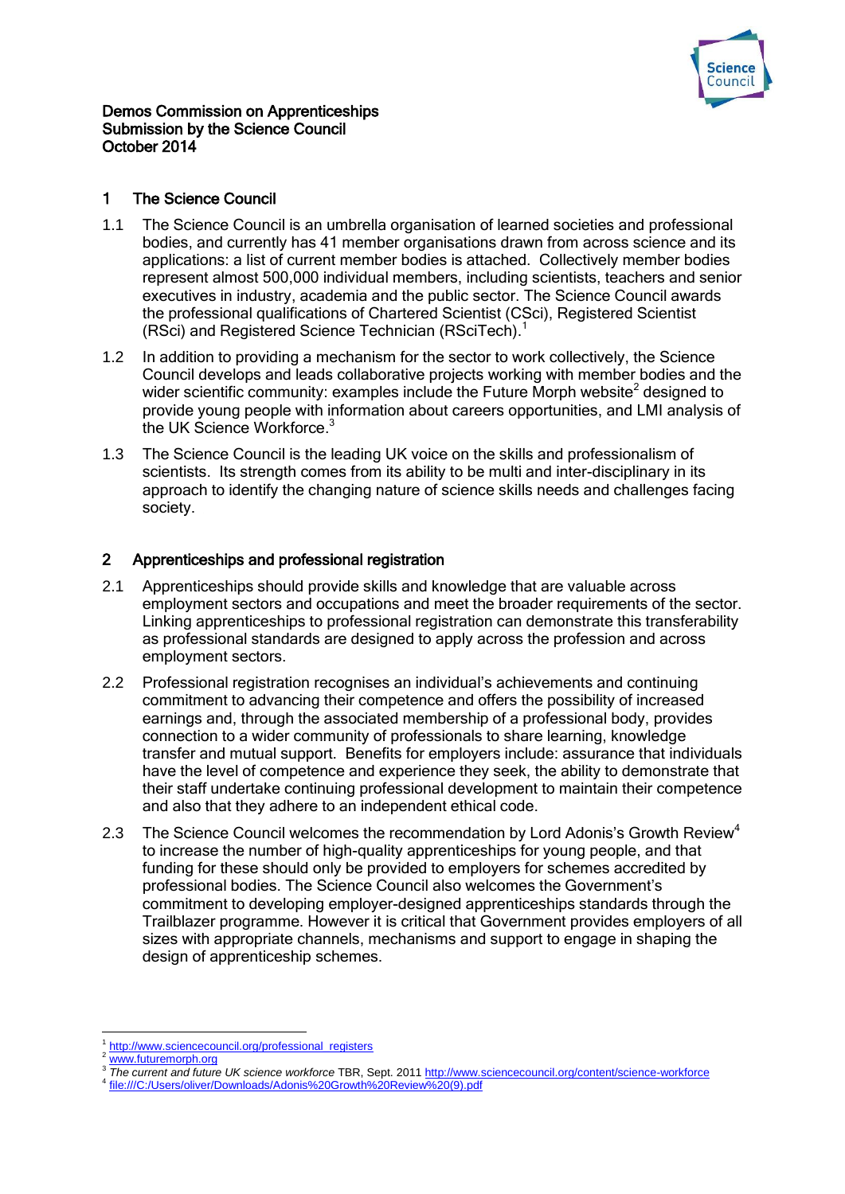**Demos Commission on Apprenticeships**
**Submission by the Science Council**
**October 2014**

## 1 The Science Council

1.1 The Science Council is an umbrella organisation of learned societies and professional bodies, and currently has 41 member organisations drawn from across science and its applications: a list of current member bodies is attached. Collectively member bodies represent almost 500,000 individual members, including scientists, teachers and senior executives in industry, academia and the public sector. The Science Council awards the professional qualifications of Chartered Scientist (CSci), Registered Scientist (RSci) and Registered Science Technician (RSciTech).[1]

1.2 In addition to providing a mechanism for the sector to work collectively, the Science Council develops and leads collaborative projects working with member bodies and the wider scientific community: examples include the Future Morph website[2] designed to provide young people with information about careers opportunities, and LMI analysis of the UK Science Workforce.[3]

1.3 The Science Council is the leading UK voice on the skills and professionalism of scientists. Its strength comes from its ability to be multi and inter-disciplinary in its approach to identify the changing nature of science skills needs and challenges facing society.

## 2 Apprenticeships and professional registration

2.1 Apprenticeships should provide skills and knowledge that are valuable across employment sectors and occupations and meet the broader requirements of the sector. Linking apprenticeships to professional registration can demonstrate this transferability as professional standards are designed to apply across the profession and across employment sectors.

2.2 Professional registration recognises an individual's achievements and continuing commitment to advancing their competence and offers the possibility of increased earnings and, through the associated membership of a professional body, provides connection to a wider community of professionals to share learning, knowledge transfer and mutual support. Benefits for employers include: assurance that individuals have the level of competence and experience they seek, the ability to demonstrate that their staff undertake continuing professional development to maintain their competence and also that they adhere to an independent ethical code.

2.3 The Science Council welcomes the recommendation by Lord Adonis's Growth Review[4] to increase the number of high-quality apprenticeships for young people, and that funding for these should only be provided to employers for schemes accredited by professional bodies. The Science Council also welcomes the Government's commitment to developing employer-designed apprenticeships standards through the Trailblazer programme. However it is critical that Government provides employers of all sizes with appropriate channels, mechanisms and support to engage in shaping the design of apprenticeship schemes.

---

[1] http://www.sciencecouncil.org/professional_registers
[2] www.futuremorph.org
[3] *The current and future UK science workforce* TBR, Sept. 2011 http://www.sciencecouncil.org/content/science-workforce
[4] file:///C:/Users/oliver/Downloads/Adonis%20Growth%20Review%20(9).pdf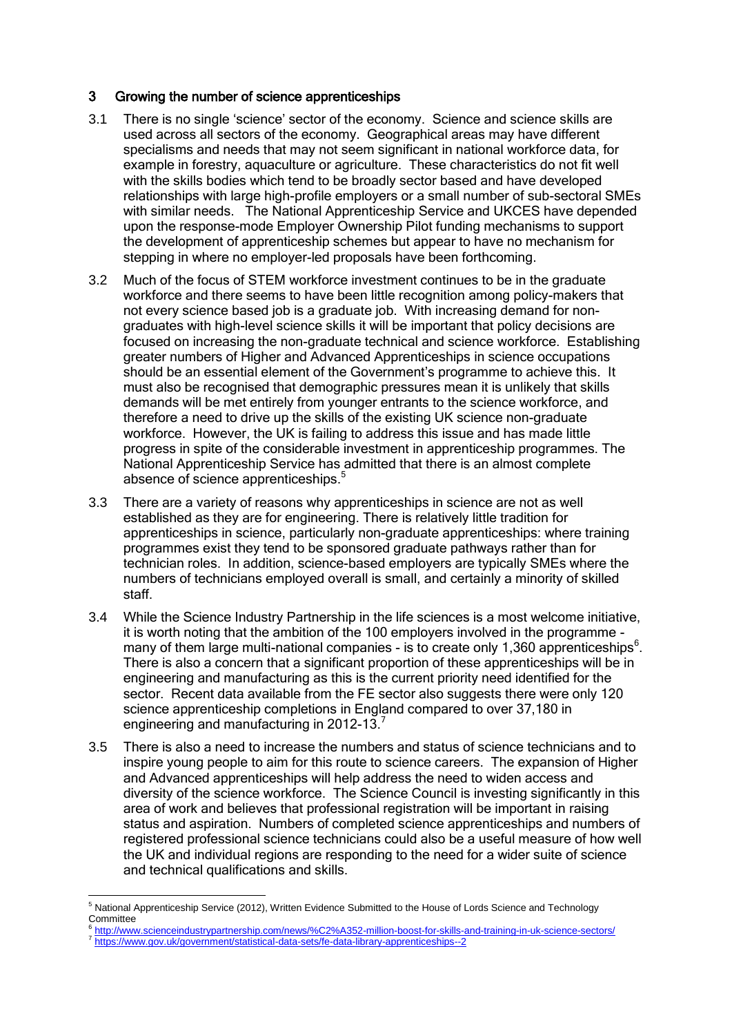## 3 Growing the number of science apprenticeships

3.1 There is no single 'science' sector of the economy. Science and science skills are used across all sectors of the economy. Geographical areas may have different specialisms and needs that may not seem significant in national workforce data, for example in forestry, aquaculture or agriculture. These characteristics do not fit well with the skills bodies which tend to be broadly sector based and have developed relationships with large high-profile employers or a small number of sub-sectoral SMEs with similar needs. The National Apprenticeship Service and UKCES have depended upon the response-mode Employer Ownership Pilot funding mechanisms to support the development of apprenticeship schemes but appear to have no mechanism for stepping in where no employer-led proposals have been forthcoming.

3.2 Much of the focus of STEM workforce investment continues to be in the graduate workforce and there seems to have been little recognition among policy-makers that not every science based job is a graduate job. With increasing demand for non-graduates with high-level science skills it will be important that policy decisions are focused on increasing the non-graduate technical and science workforce. Establishing greater numbers of Higher and Advanced Apprenticeships in science occupations should be an essential element of the Government's programme to achieve this. It must also be recognised that demographic pressures mean it is unlikely that skills demands will be met entirely from younger entrants to the science workforce, and therefore a need to drive up the skills of the existing UK science non-graduate workforce. However, the UK is failing to address this issue and has made little progress in spite of the considerable investment in apprenticeship programmes. The National Apprenticeship Service has admitted that there is an almost complete absence of science apprenticeships.[5]

3.3 There are a variety of reasons why apprenticeships in science are not as well established as they are for engineering. There is relatively little tradition for apprenticeships in science, particularly non-graduate apprenticeships: where training programmes exist they tend to be sponsored graduate pathways rather than for technician roles. In addition, science-based employers are typically SMEs where the numbers of technicians employed overall is small, and certainly a minority of skilled staff.

3.4 While the Science Industry Partnership in the life sciences is a most welcome initiative, it is worth noting that the ambition of the 100 employers involved in the programme - many of them large multi-national companies - is to create only 1,360 apprenticeships[6]. There is also a concern that a significant proportion of these apprenticeships will be in engineering and manufacturing as this is the current priority need identified for the sector. Recent data available from the FE sector also suggests there were only 120 science apprenticeship completions in England compared to over 37,180 in engineering and manufacturing in 2012-13.[7]

3.5 There is also a need to increase the numbers and status of science technicians and to inspire young people to aim for this route to science careers. The expansion of Higher and Advanced apprenticeships will help address the need to widen access and diversity of the science workforce. The Science Council is investing significantly in this area of work and believes that professional registration will be important in raising status and aspiration. Numbers of completed science apprenticeships and numbers of registered professional science technicians could also be a useful measure of how well the UK and individual regions are responding to the need for a wider suite of science and technical qualifications and skills.

---

[5] National Apprenticeship Service (2012), Written Evidence Submitted to the House of Lords Science and Technology Committee

[6] http://www.scienceindustrypartnership.com/news/%C2%A352-million-boost-for-skills-and-training-in-uk-science-sectors/

[7] https://www.gov.uk/government/statistical-data-sets/fe-data-library-apprenticeships--2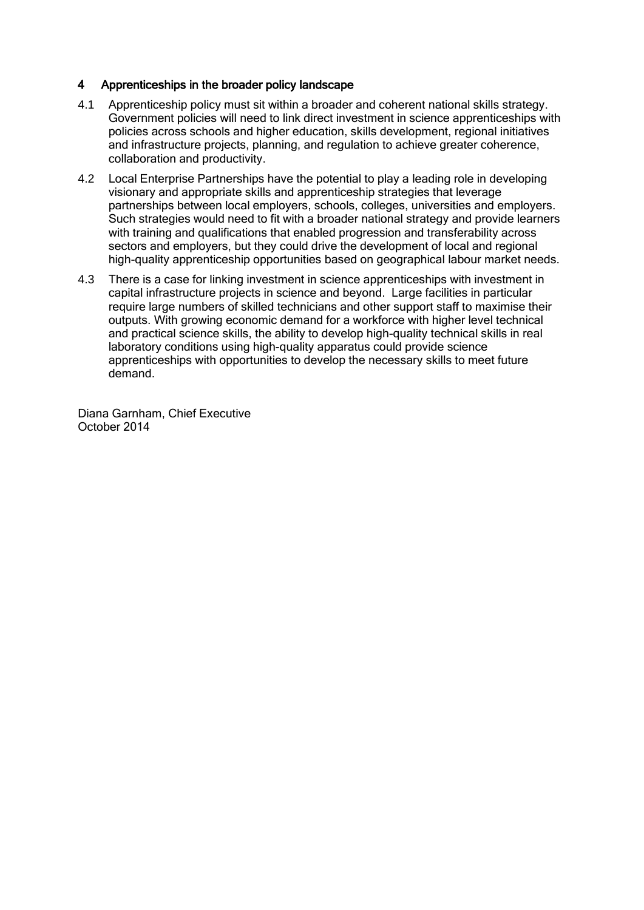## 4 Apprenticeships in the broader policy landscape

4.1 Apprenticeship policy must sit within a broader and coherent national skills strategy. Government policies will need to link direct investment in science apprenticeships with policies across schools and higher education, skills development, regional initiatives and infrastructure projects, planning, and regulation to achieve greater coherence, collaboration and productivity.

4.2 Local Enterprise Partnerships have the potential to play a leading role in developing visionary and appropriate skills and apprenticeship strategies that leverage partnerships between local employers, schools, colleges, universities and employers. Such strategies would need to fit with a broader national strategy and provide learners with training and qualifications that enabled progression and transferability across sectors and employers, but they could drive the development of local and regional high-quality apprenticeship opportunities based on geographical labour market needs.

4.3 There is a case for linking investment in science apprenticeships with investment in capital infrastructure projects in science and beyond. Large facilities in particular require large numbers of skilled technicians and other support staff to maximise their outputs. With growing economic demand for a workforce with higher level technical and practical science skills, the ability to develop high-quality technical skills in real laboratory conditions using high-quality apparatus could provide science apprenticeships with opportunities to develop the necessary skills to meet future demand.

Diana Garnham, Chief Executive
October 2014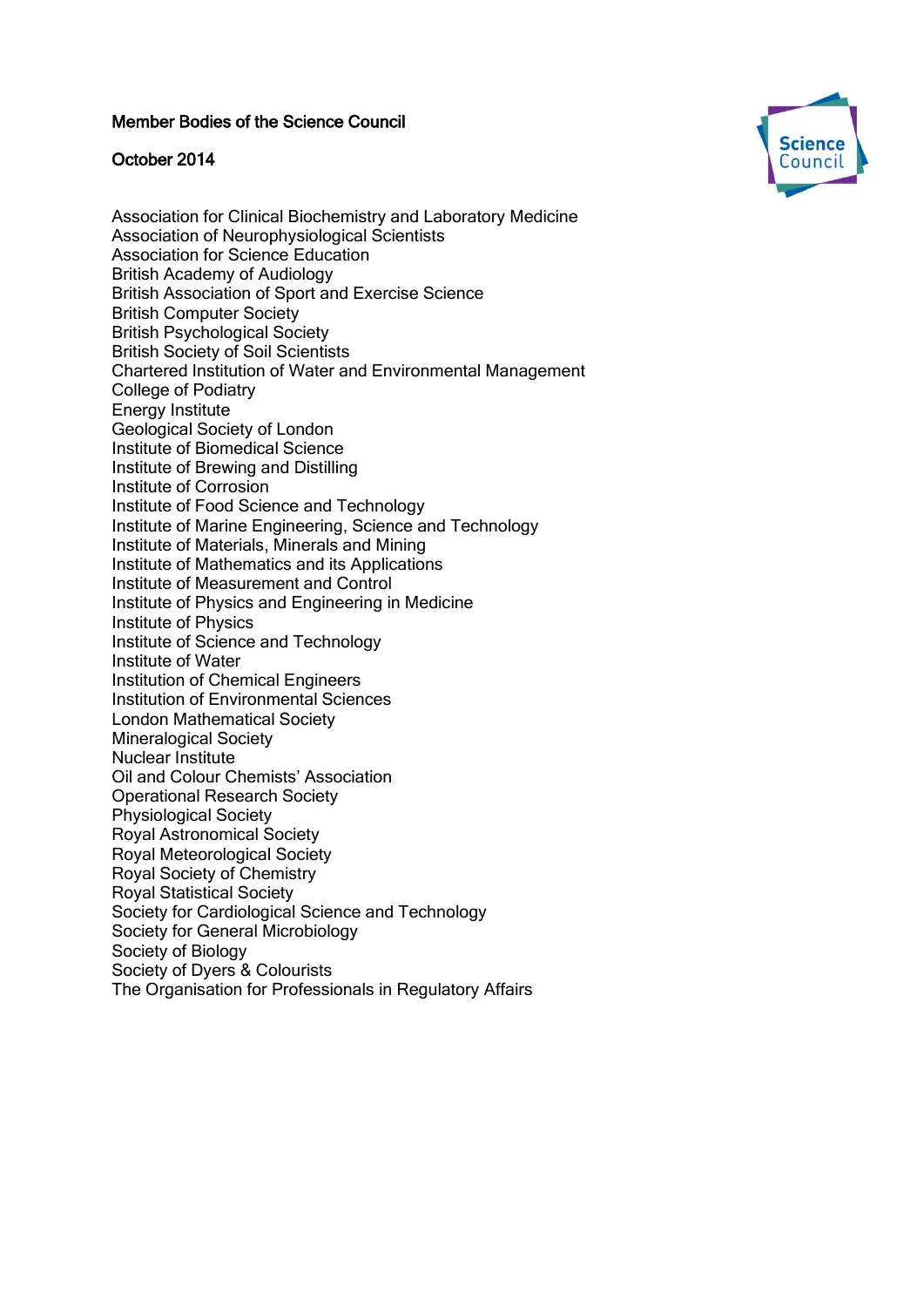**Member Bodies of the Science Council**

**October 2014**

Association for Clinical Biochemistry and Laboratory Medicine
Association of Neurophysiological Scientists
Association for Science Education
British Academy of Audiology
British Association of Sport and Exercise Science
British Computer Society
British Psychological Society
British Society of Soil Scientists
Chartered Institution of Water and Environmental Management
College of Podiatry
Energy Institute
Geological Society of London
Institute of Biomedical Science
Institute of Brewing and Distilling
Institute of Corrosion
Institute of Food Science and Technology
Institute of Marine Engineering, Science and Technology
Institute of Materials, Minerals and Mining
Institute of Mathematics and its Applications
Institute of Measurement and Control
Institute of Physics and Engineering in Medicine
Institute of Physics
Institute of Science and Technology
Institute of Water
Institution of Chemical Engineers
Institution of Environmental Sciences
London Mathematical Society
Mineralogical Society
Nuclear Institute
Oil and Colour Chemists' Association
Operational Research Society
Physiological Society
Royal Astronomical Society
Royal Meteorological Society
Royal Society of Chemistry
Royal Statistical Society
Society for Cardiological Science and Technology
Society for General Microbiology
Society of Biology
Society of Dyers & Colourists
The Organisation for Professionals in Regulatory Affairs